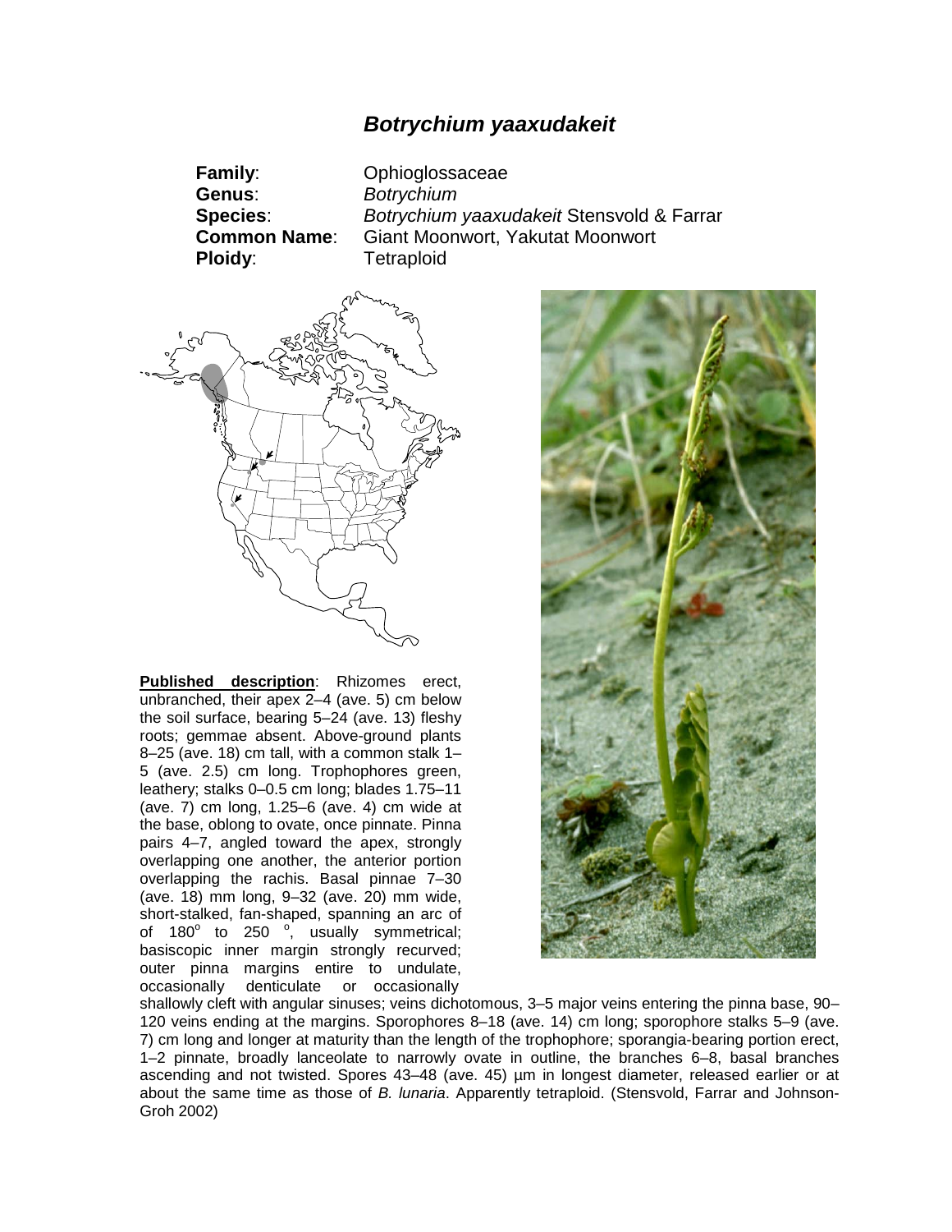# *Botrychium yaaxudakeit*

**Family**: Ophioglossaceae
**Genus**: *Botrychium*
**Species**: *Botrychium yaaxudakeit* Stensvold & Farrar
**Common Name**: Giant Moonwort, Yakutat Moonwort
**Ploidy**: Tetraploid

**Published description**: Rhizomes erect, unbranched, their apex 2–4 (ave. 5) cm below the soil surface, bearing 5–24 (ave. 13) fleshy roots; gemmae absent. Above-ground plants 8–25 (ave. 18) cm tall, with a common stalk 1–5 (ave. 2.5) cm long. Trophophores green, leathery; stalks 0–0.5 cm long; blades 1.75–11 (ave. 7) cm long, 1.25–6 (ave. 4) cm wide at the base, oblong to ovate, once pinnate. Pinna pairs 4–7, angled toward the apex, strongly overlapping one another, the anterior portion overlapping the rachis. Basal pinnae 7–30 (ave. 18) mm long, 9–32 (ave. 20) mm wide, short-stalked, fan-shaped, spanning an arc of of 180° to 250 °, usually symmetrical; basiscopic inner margin strongly recurved; outer pinna margins entire to undulate, occasionally denticulate or occasionally shallowly cleft with angular sinuses; veins dichotomous, 3–5 major veins entering the pinna base, 90–120 veins ending at the margins. Sporophores 8–18 (ave. 14) cm long; sporophore stalks 5–9 (ave. 7) cm long and longer at maturity than the length of the trophophore; sporangia-bearing portion erect, 1–2 pinnate, broadly lanceolate to narrowly ovate in outline, the branches 6–8, basal branches ascending and not twisted. Spores 43–48 (ave. 45) µm in longest diameter, released earlier or at about the same time as those of *B. lunaria*. Apparently tetraploid. (Stensvold, Farrar and Johnson-Groh 2002)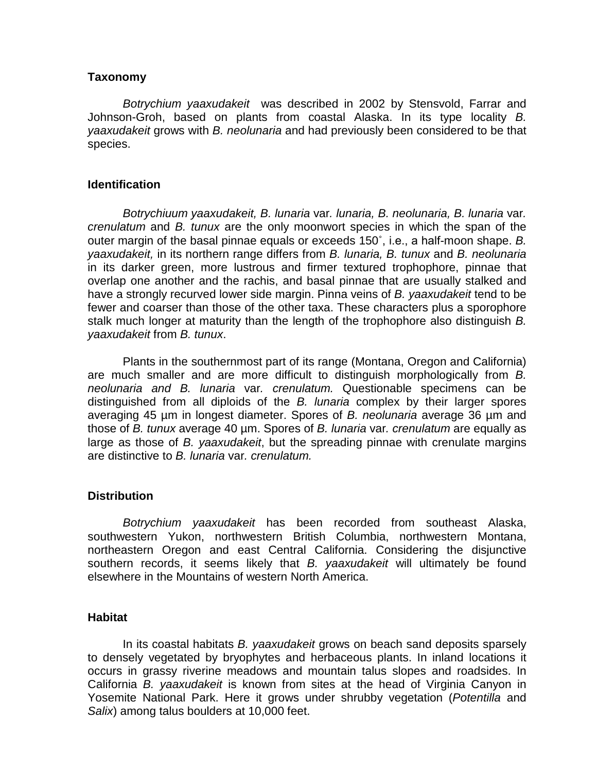## Taxonomy

*Botrychium yaaxudakeit* was described in 2002 by Stensvold, Farrar and Johnson-Groh, based on plants from coastal Alaska. In its type locality *B. yaaxudakeit* grows with *B. neolunaria* and had previously been considered to be that species.

## Identification

*Botrychiuum yaaxudakeit, B. lunaria* var*. lunaria, B. neolunaria, B. lunaria* var*. crenulatum* and *B. tunux* are the only moonwort species in which the span of the outer margin of the basal pinnae equals or exceeds 150˚, i.e., a half-moon shape. *B. yaaxudakeit,* in its northern range differs from *B. lunaria, B. tunux* and *B. neolunaria* in its darker green, more lustrous and firmer textured trophophore, pinnae that overlap one another and the rachis, and basal pinnae that are usually stalked and have a strongly recurved lower side margin. Pinna veins of *B. yaaxudakeit* tend to be fewer and coarser than those of the other taxa. These characters plus a sporophore stalk much longer at maturity than the length of the trophophore also distinguish *B. yaaxudakeit* from *B. tunux*.

Plants in the southernmost part of its range (Montana, Oregon and California) are much smaller and are more difficult to distinguish morphologically from *B. neolunaria and B. lunaria* var*. crenulatum.* Questionable specimens can be distinguished from all diploids of the *B. lunaria* complex by their larger spores averaging 45 µm in longest diameter. Spores of *B. neolunaria* average 36 µm and those of *B. tunux* average 40 µm. Spores of *B. lunaria* var*. crenulatum* are equally as large as those of *B. yaaxudakeit*, but the spreading pinnae with crenulate margins are distinctive to *B. lunaria* var*. crenulatum.*

## Distribution

*Botrychium yaaxudakeit* has been recorded from southeast Alaska, southwestern Yukon, northwestern British Columbia, northwestern Montana, northeastern Oregon and east Central California. Considering the disjunctive southern records, it seems likely that *B. yaaxudakeit* will ultimately be found elsewhere in the Mountains of western North America.

## Habitat

In its coastal habitats *B. yaaxudakeit* grows on beach sand deposits sparsely to densely vegetated by bryophytes and herbaceous plants. In inland locations it occurs in grassy riverine meadows and mountain talus slopes and roadsides. In California *B. yaaxudakeit* is known from sites at the head of Virginia Canyon in Yosemite National Park. Here it grows under shrubby vegetation (*Potentilla* and *Salix*) among talus boulders at 10,000 feet.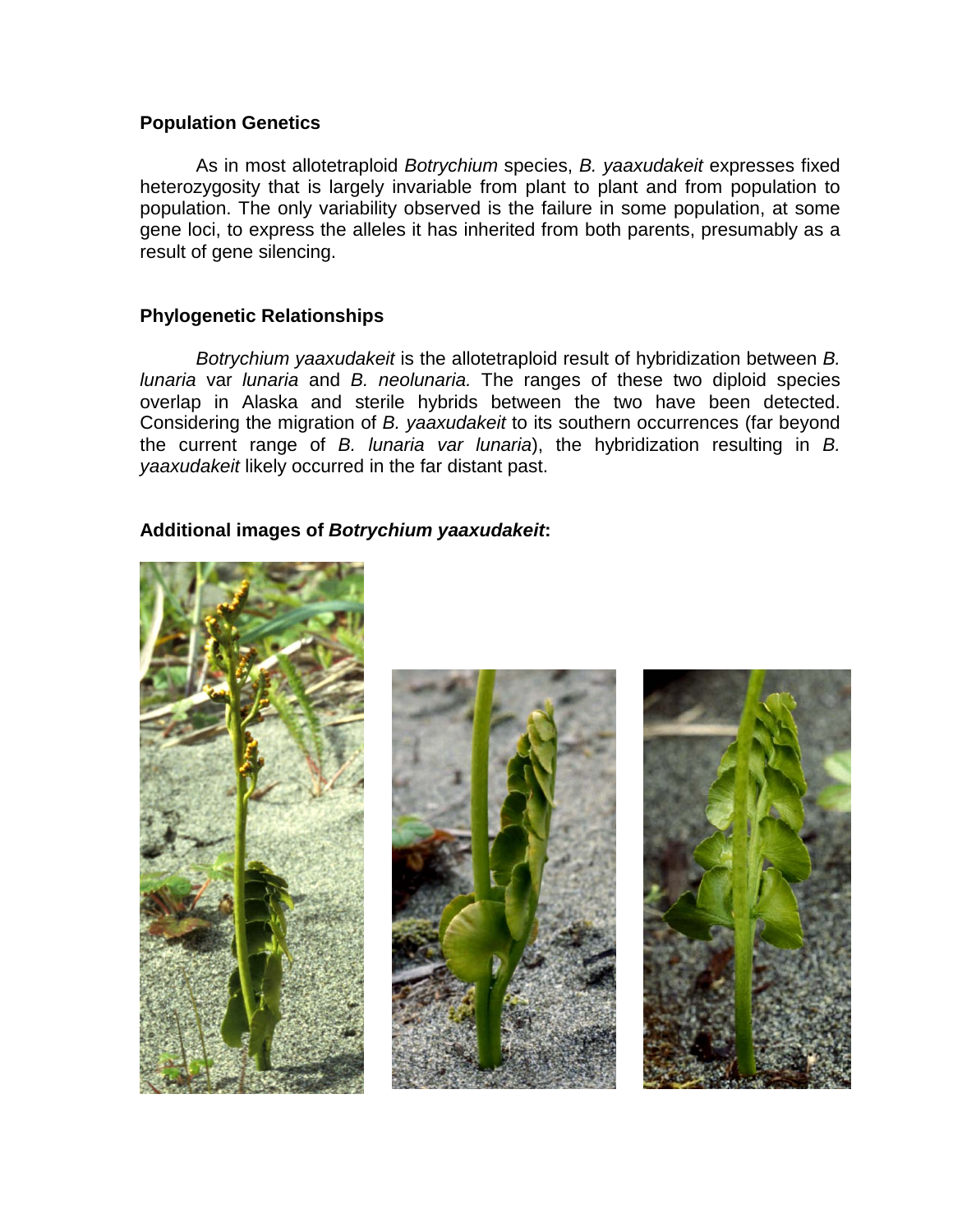**Population Genetics**

As in most allotetraploid *Botrychium* species, *B. yaaxudakeit* expresses fixed heterozygosity that is largely invariable from plant to plant and from population to population. The only variability observed is the failure in some population, at some gene loci, to express the alleles it has inherited from both parents, presumably as a result of gene silencing.

**Phylogenetic Relationships**

*Botrychium yaaxudakeit* is the allotetraploid result of hybridization between *B. lunaria* var *lunaria* and *B. neolunaria.* The ranges of these two diploid species overlap in Alaska and sterile hybrids between the two have been detected. Considering the migration of *B. yaaxudakeit* to its southern occurrences (far beyond the current range of *B. lunaria var lunaria*), the hybridization resulting in *B. yaaxudakeit* likely occurred in the far distant past.

**Additional images of *Botrychium yaaxudakeit*:**